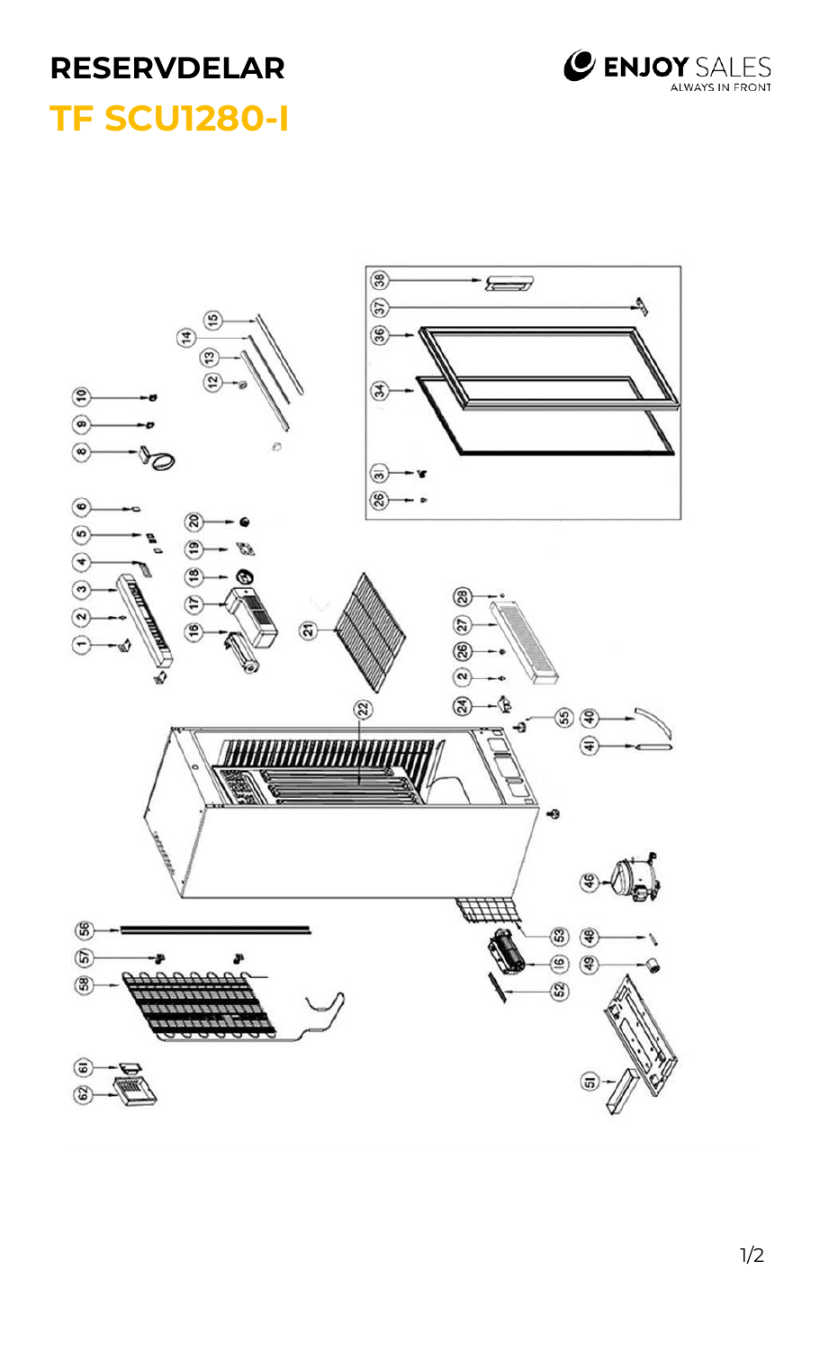# RESERVDELAR

## TF SCU1280-I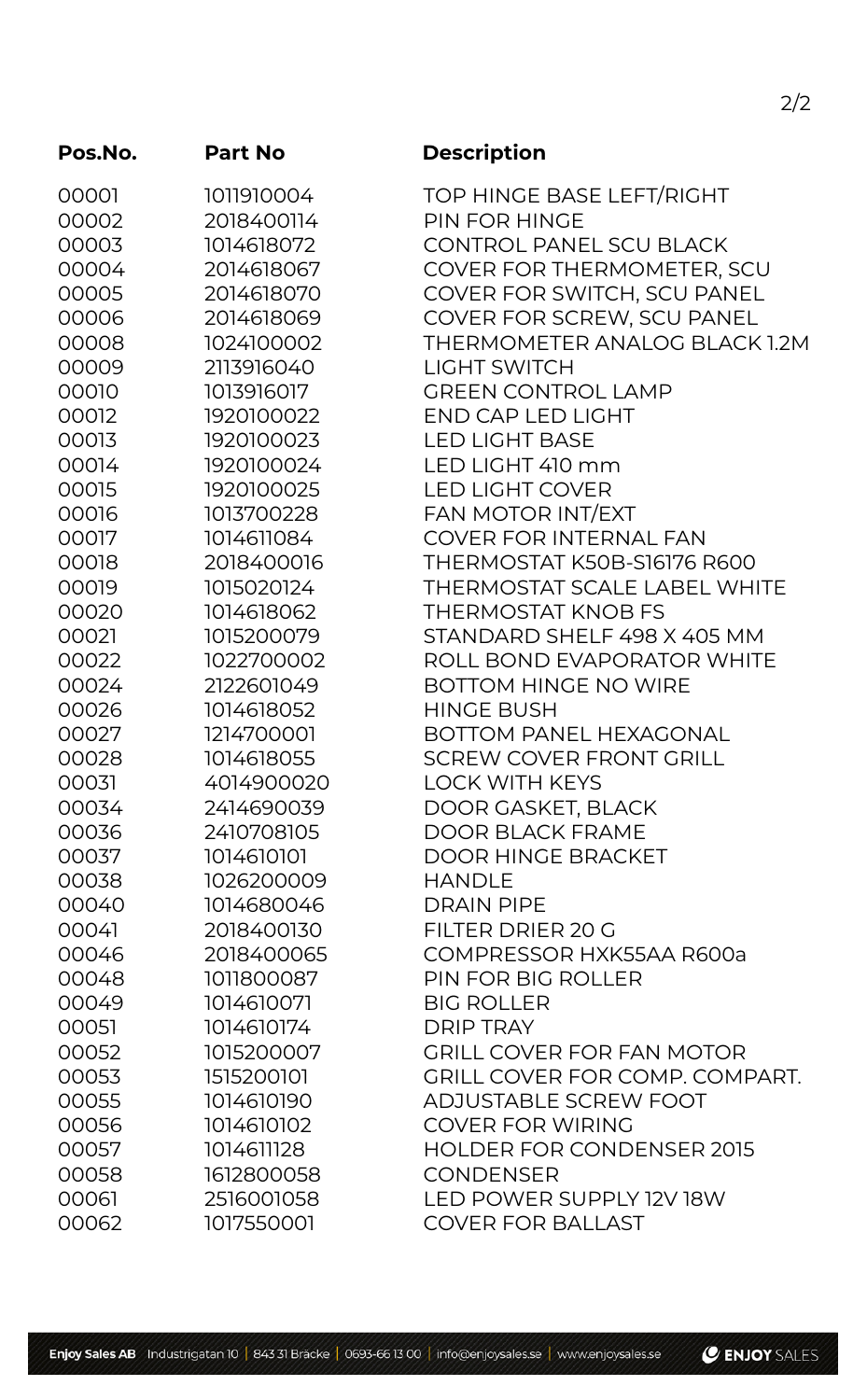| Pos.No. | Part No | Description |
|---|---|---|
| 00001 | 1011910004 | TOP HINGE BASE LEFT/RIGHT |
| 00002 | 2018400114 | PIN FOR HINGE |
| 00003 | 1014618072 | CONTROL PANEL SCU BLACK |
| 00004 | 2014618067 | COVER FOR THERMOMETER, SCU |
| 00005 | 2014618070 | COVER FOR SWITCH, SCU PANEL |
| 00006 | 2014618069 | COVER FOR SCREW, SCU PANEL |
| 00008 | 1024100002 | THERMOMETER ANALOG BLACK 1.2M |
| 00009 | 2113916040 | LIGHT SWITCH |
| 00010 | 1013916017 | GREEN CONTROL LAMP |
| 00012 | 1920100022 | END CAP LED LIGHT |
| 00013 | 1920100023 | LED LIGHT BASE |
| 00014 | 1920100024 | LED LIGHT 410 mm |
| 00015 | 1920100025 | LED LIGHT COVER |
| 00016 | 1013700228 | FAN MOTOR INT/EXT |
| 00017 | 1014611084 | COVER FOR INTERNAL FAN |
| 00018 | 2018400016 | THERMOSTAT K50B-S16176 R600 |
| 00019 | 1015020124 | THERMOSTAT SCALE LABEL WHITE |
| 00020 | 1014618062 | THERMOSTAT KNOB FS |
| 00021 | 1015200079 | STANDARD SHELF 498 X 405 MM |
| 00022 | 1022700002 | ROLL BOND EVAPORATOR WHITE |
| 00024 | 2122601049 | BOTTOM HINGE NO WIRE |
| 00026 | 1014618052 | HINGE BUSH |
| 00027 | 1214700001 | BOTTOM PANEL HEXAGONAL |
| 00028 | 1014618055 | SCREW COVER FRONT GRILL |
| 00031 | 4014900020 | LOCK WITH KEYS |
| 00034 | 2414690039 | DOOR GASKET, BLACK |
| 00036 | 2410708105 | DOOR BLACK FRAME |
| 00037 | 1014610101 | DOOR HINGE BRACKET |
| 00038 | 1026200009 | HANDLE |
| 00040 | 1014680046 | DRAIN PIPE |
| 00041 | 2018400130 | FILTER DRIER 20 G |
| 00046 | 2018400065 | COMPRESSOR HXK55AA R600a |
| 00048 | 1011800087 | PIN FOR BIG ROLLER |
| 00049 | 1014610071 | BIG ROLLER |
| 00051 | 1014610174 | DRIP TRAY |
| 00052 | 1015200007 | GRILL COVER FOR FAN MOTOR |
| 00053 | 1515200101 | GRILL COVER FOR COMP. COMPART. |
| 00055 | 1014610190 | ADJUSTABLE SCREW FOOT |
| 00056 | 1014610102 | COVER FOR WIRING |
| 00057 | 1014611128 | HOLDER FOR CONDENSER 2015 |
| 00058 | 1612800058 | CONDENSER |
| 00061 | 2516001058 | LED POWER SUPPLY 12V 18W |
| 00062 | 1017550001 | COVER FOR BALLAST |